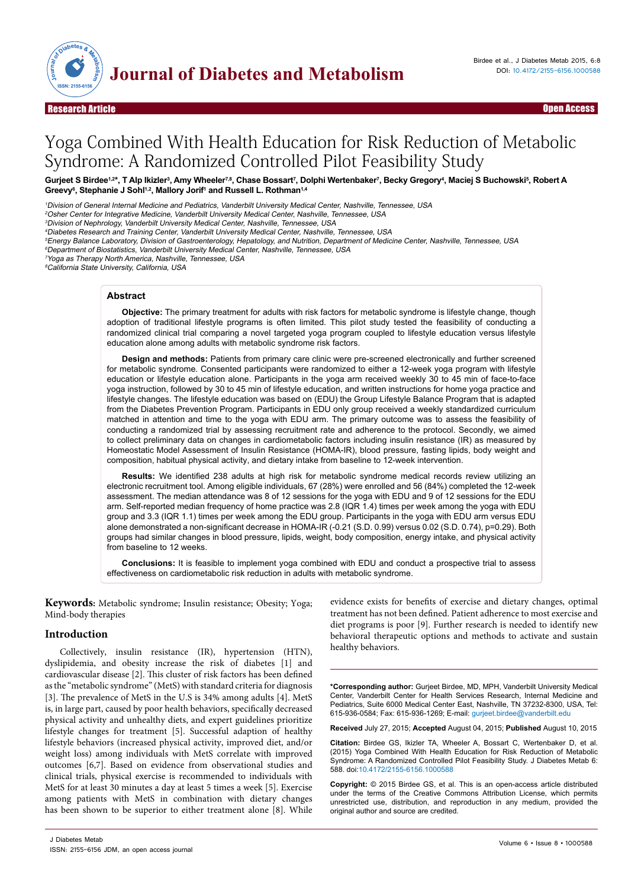Research Article — Open Access

# Yoga Combined With Health Education for Risk Reduction of Metabolic Syndrome: A Randomized Controlled Pilot Feasibility Study

**Gurjeet S Birdee[1,2*], T Alp Ikizler[3], Amy Wheeler[7,8], Chase Bossart[7], Dolphi Wertenbaker[7], Becky Gregory[4], Maciej S Buchowski[5], Robert A Greevy[6], Stephanie J Sohl[1,2], Mallory Jorif[1] and Russell L. Rothman[1,4]**

[1]Division of General Internal Medicine and Pediatrics, Vanderbilt University Medical Center, Nashville, Tennessee, USA
[2]Osher Center for Integrative Medicine, Vanderbilt University Medical Center, Nashville, Tennessee, USA
[3]Division of Nephrology, Vanderbilt University Medical Center, Nashville, Tennessee, USA
[4]Diabetes Research and Training Center, Vanderbilt University Medical Center, Nashville, Tennessee, USA
[5]Energy Balance Laboratory, Division of Gastroenterology, Hepatology, and Nutrition, Department of Medicine Center, Nashville, Tennessee, USA
[6]Department of Biostatistics, Vanderbilt University Medical Center, Nashville, Tennessee, USA
[7]Yoga as Therapy North America, Nashville, Tennessee, USA
[8]California State University, California, USA

## Abstract

**Objective:** The primary treatment for adults with risk factors for metabolic syndrome is lifestyle change, though adoption of traditional lifestyle programs is often limited. This pilot study tested the feasibility of conducting a randomized clinical trial comparing a novel targeted yoga program coupled to lifestyle education versus lifestyle education alone among adults with metabolic syndrome risk factors.

**Design and methods:** Patients from primary care clinic were pre-screened electronically and further screened for metabolic syndrome. Consented participants were randomized to either a 12-week yoga program with lifestyle education or lifestyle education alone. Participants in the yoga arm received weekly 30 to 45 min of face-to-face yoga instruction, followed by 30 to 45 min of lifestyle education, and written instructions for home yoga practice and lifestyle changes. The lifestyle education was based on (EDU) the Group Lifestyle Balance Program that is adapted from the Diabetes Prevention Program. Participants in EDU only group received a weekly standardized curriculum matched in attention and time to the yoga with EDU arm. The primary outcome was to assess the feasibility of conducting a randomized trial by assessing recruitment rate and adherence to the protocol. Secondly, we aimed to collect preliminary data on changes in cardiometabolic factors including insulin resistance (IR) as measured by Homeostatic Model Assessment of Insulin Resistance (HOMA-IR), blood pressure, fasting lipids, body weight and composition, habitual physical activity, and dietary intake from baseline to 12-week intervention.

**Results:** We identified 238 adults at high risk for metabolic syndrome medical records review utilizing an electronic recruitment tool. Among eligible individuals, 67 (28%) were enrolled and 56 (84%) completed the 12-week assessment. The median attendance was 8 of 12 sessions for the yoga with EDU and 9 of 12 sessions for the EDU arm. Self-reported median frequency of home practice was 2.8 (IQR 1.4) times per week among the yoga with EDU group and 3.3 (IQR 1.1) times per week among the EDU group. Participants in the yoga with EDU arm versus EDU alone demonstrated a non-significant decrease in HOMA-IR (-0.21 (S.D. 0.99) versus 0.02 (S.D. 0.74), p=0.29). Both groups had similar changes in blood pressure, lipids, weight, body composition, energy intake, and physical activity from baseline to 12 weeks.

**Conclusions:** It is feasible to implement yoga combined with EDU and conduct a prospective trial to assess effectiveness on cardiometabolic risk reduction in adults with metabolic syndrome.

**Keywords:** Metabolic syndrome; Insulin resistance; Obesity; Yoga; Mind-body therapies

## Introduction

Collectively, insulin resistance (IR), hypertension (HTN), dyslipidemia, and obesity increase the risk of diabetes [1] and cardiovascular disease [2]. This cluster of risk factors has been defined as the "metabolic syndrome" (MetS) with standard criteria for diagnosis [3]. The prevalence of MetS in the U.S is 34% among adults [4]. MetS is, in large part, caused by poor health behaviors, specifically decreased physical activity and unhealthy diets, and expert guidelines prioritize lifestyle changes for treatment [5]. Successful adaption of healthy lifestyle behaviors (increased physical activity, improved diet, and/or weight loss) among individuals with MetS correlate with improved outcomes [6,7]. Based on evidence from observational studies and clinical trials, physical exercise is recommended to individuals with MetS for at least 30 minutes a day at least 5 times a week [5]. Exercise among patients with MetS in combination with dietary changes has been shown to be superior to either treatment alone [8]. While evidence exists for benefits of exercise and dietary changes, optimal treatment has not been defined. Patient adherence to most exercise and diet programs is poor [9]. Further research is needed to identify new behavioral therapeutic options and methods to activate and sustain healthy behaviors.

**\*Corresponding author:** Gurjeet Birdee, MD, MPH, Vanderbilt University Medical Center, Vanderbilt Center for Health Services Research, Internal Medicine and Pediatrics, Suite 6000 Medical Center East, Nashville, TN 37232-8300, USA, Tel: 615-936-0584; Fax: 615-936-1269; E-mail: gurjeet.birdee@vanderbilt.edu

**Received** July 27, 2015; **Accepted** August 04, 2015; **Published** August 10, 2015

**Citation:** Birdee GS, Ikizler TA, Wheeler A, Bossart C, Wertenbaker D, et al. (2015) Yoga Combined With Health Education for Risk Reduction of Metabolic Syndrome: A Randomized Controlled Pilot Feasibility Study. J Diabetes Metab 6: 588. doi:10.4172/2155-6156.1000588

**Copyright:** © 2015 Birdee GS, et al. This is an open-access article distributed under the terms of the Creative Commons Attribution License, which permits unrestricted use, distribution, and reproduction in any medium, provided the original author and source are credited.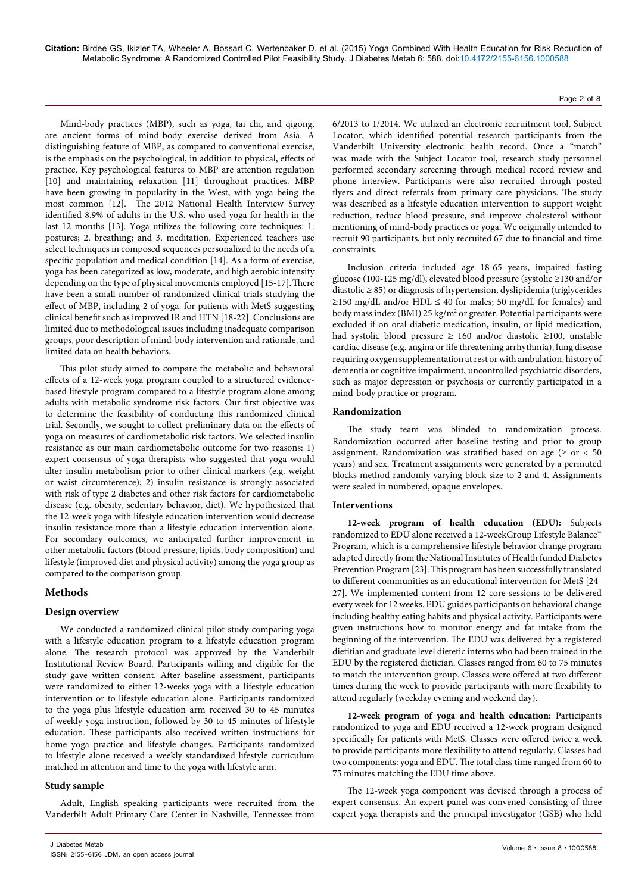Mind-body practices (MBP), such as yoga, tai chi, and qigong, are ancient forms of mind-body exercise derived from Asia. A distinguishing feature of MBP, as compared to conventional exercise, is the emphasis on the psychological, in addition to physical, effects of practice. Key psychological features to MBP are attention regulation [10] and maintaining relaxation [11] throughout practices. MBP have been growing in popularity in the West, with yoga being the most common [12]. The 2012 National Health Interview Survey identified 8.9% of adults in the U.S. who used yoga for health in the last 12 months [13]. Yoga utilizes the following core techniques: 1. postures; 2. breathing; and 3. meditation. Experienced teachers use select techniques in composed sequences personalized to the needs of a specific population and medical condition [14]. As a form of exercise, yoga has been categorized as low, moderate, and high aerobic intensity depending on the type of physical movements employed [15-17]. There have been a small number of randomized clinical trials studying the effect of MBP, including 2 of yoga, for patients with MetS suggesting clinical benefit such as improved IR and HTN [18-22]. Conclusions are limited due to methodological issues including inadequate comparison groups, poor description of mind-body intervention and rationale, and limited data on health behaviors.

This pilot study aimed to compare the metabolic and behavioral effects of a 12-week yoga program coupled to a structured evidence-based lifestyle program compared to a lifestyle program alone among adults with metabolic syndrome risk factors. Our first objective was to determine the feasibility of conducting this randomized clinical trial. Secondly, we sought to collect preliminary data on the effects of yoga on measures of cardiometabolic risk factors. We selected insulin resistance as our main cardiometabolic outcome for two reasons: 1) expert consensus of yoga therapists who suggested that yoga would alter insulin metabolism prior to other clinical markers (e.g. weight or waist circumference); 2) insulin resistance is strongly associated with risk of type 2 diabetes and other risk factors for cardiometabolic disease (e.g. obesity, sedentary behavior, diet). We hypothesized that the 12-week yoga with lifestyle education intervention would decrease insulin resistance more than a lifestyle education intervention alone. For secondary outcomes, we anticipated further improvement in other metabolic factors (blood pressure, lipids, body composition) and lifestyle (improved diet and physical activity) among the yoga group as compared to the comparison group.

## Methods

### Design overview

We conducted a randomized clinical pilot study comparing yoga with a lifestyle education program to a lifestyle education program alone. The research protocol was approved by the Vanderbilt Institutional Review Board. Participants willing and eligible for the study gave written consent. After baseline assessment, participants were randomized to either 12-weeks yoga with a lifestyle education intervention or to lifestyle education alone. Participants randomized to the yoga plus lifestyle education arm received 30 to 45 minutes of weekly yoga instruction, followed by 30 to 45 minutes of lifestyle education. These participants also received written instructions for home yoga practice and lifestyle changes. Participants randomized to lifestyle alone received a weekly standardized lifestyle curriculum matched in attention and time to the yoga with lifestyle arm.

### Study sample

Adult, English speaking participants were recruited from the Vanderbilt Adult Primary Care Center in Nashville, Tennessee from 6/2013 to 1/2014. We utilized an electronic recruitment tool, Subject Locator, which identified potential research participants from the Vanderbilt University electronic health record. Once a "match" was made with the Subject Locator tool, research study personnel performed secondary screening through medical record review and phone interview. Participants were also recruited through posted flyers and direct referrals from primary care physicians. The study was described as a lifestyle education intervention to support weight reduction, reduce blood pressure, and improve cholesterol without mentioning of mind-body practices or yoga. We originally intended to recruit 90 participants, but only recruited 67 due to financial and time constraints.

Inclusion criteria included age 18-65 years, impaired fasting glucose (100-125 mg/dl), elevated blood pressure (systolic ≥130 and/or diastolic ≥ 85) or diagnosis of hypertension, dyslipidemia (triglycerides ≥150 mg/dL and/or HDL ≤ 40 for males; 50 mg/dL for females) and body mass index (BMI) 25 $kg/m^2$ or greater. Potential participants were excluded if on oral diabetic medication, insulin, or lipid medication, had systolic blood pressure ≥ 160 and/or diastolic ≥100, unstable cardiac disease (e.g. angina or life threatening arrhythmia), lung disease requiring oxygen supplementation at rest or with ambulation, history of dementia or cognitive impairment, uncontrolled psychiatric disorders, such as major depression or psychosis or currently participated in a mind-body practice or program.

### Randomization

The study team was blinded to randomization process. Randomization occurred after baseline testing and prior to group assignment. Randomization was stratified based on age (≥ or < 50 years) and sex. Treatment assignments were generated by a permuted blocks method randomly varying block size to 2 and 4. Assignments were sealed in numbered, opaque envelopes.

### Interventions

**12-week program of health education (EDU):** Subjects randomized to EDU alone received a 12-weekGroup Lifestyle Balance™ Program, which is a comprehensive lifestyle behavior change program adapted directly from the National Institutes of Health funded Diabetes Prevention Program [23]. This program has been successfully translated to different communities as an educational intervention for MetS [24-27]. We implemented content from 12-core sessions to be delivered every week for 12 weeks. EDU guides participants on behavioral change including healthy eating habits and physical activity. Participants were given instructions how to monitor energy and fat intake from the beginning of the intervention. The EDU was delivered by a registered dietitian and graduate level dietetic interns who had been trained in the EDU by the registered dietician. Classes ranged from 60 to 75 minutes to match the intervention group. Classes were offered at two different times during the week to provide participants with more flexibility to attend regularly (weekday evening and weekend day).

**12-week program of yoga and health education:** Participants randomized to yoga and EDU received a 12-week program designed specifically for patients with MetS. Classes were offered twice a week to provide participants more flexibility to attend regularly. Classes had two components: yoga and EDU. The total class time ranged from 60 to 75 minutes matching the EDU time above.

The 12-week yoga component was devised through a process of expert consensus. An expert panel was convened consisting of three expert yoga therapists and the principal investigator (GSB) who held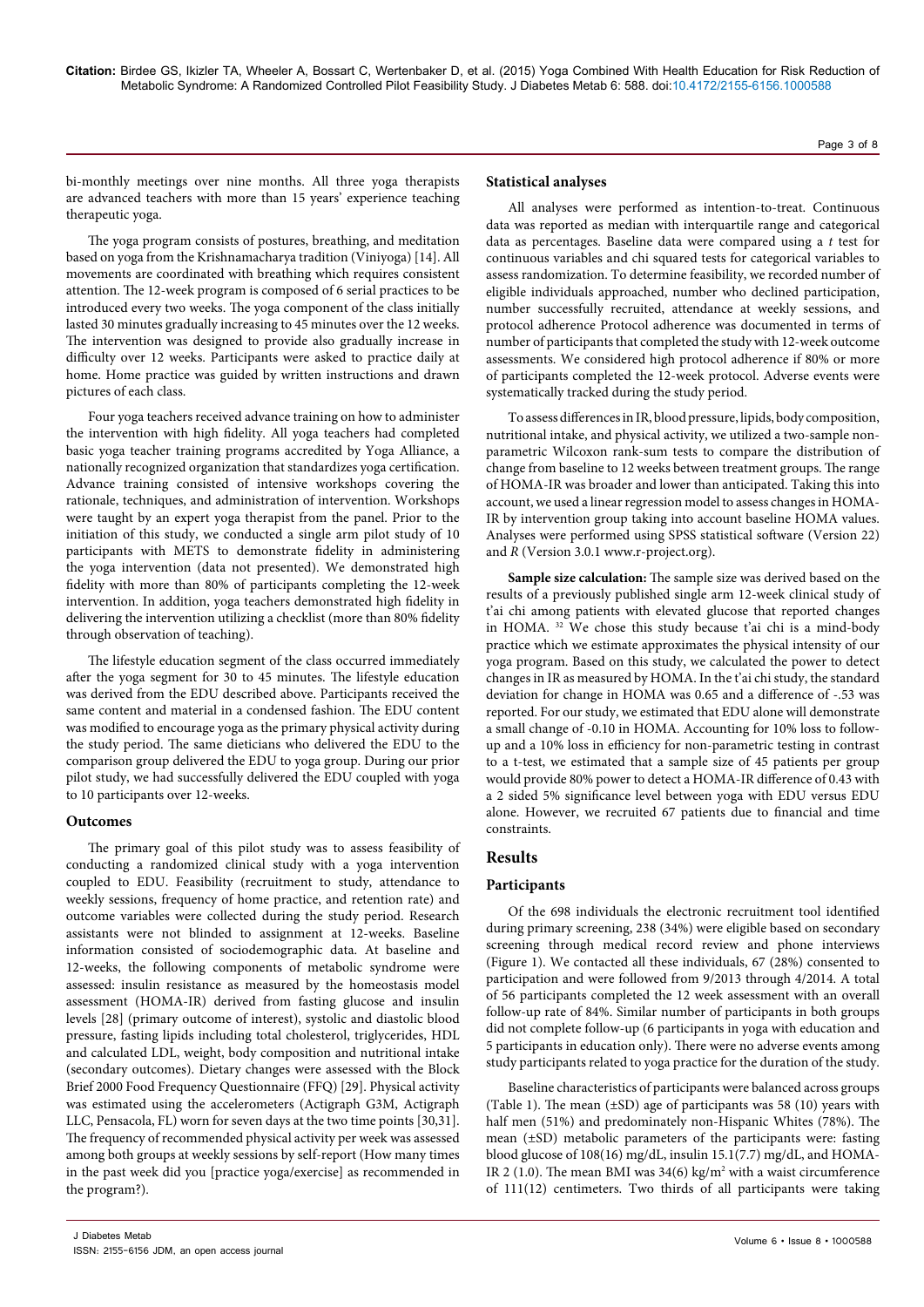bi-monthly meetings over nine months. All three yoga therapists are advanced teachers with more than 15 years' experience teaching therapeutic yoga.

The yoga program consists of postures, breathing, and meditation based on yoga from the Krishnamacharya tradition (Viniyoga) [14]. All movements are coordinated with breathing which requires consistent attention. The 12-week program is composed of 6 serial practices to be introduced every two weeks. The yoga component of the class initially lasted 30 minutes gradually increasing to 45 minutes over the 12 weeks. The intervention was designed to provide also gradually increase in difficulty over 12 weeks. Participants were asked to practice daily at home. Home practice was guided by written instructions and drawn pictures of each class.

Four yoga teachers received advance training on how to administer the intervention with high fidelity. All yoga teachers had completed basic yoga teacher training programs accredited by Yoga Alliance, a nationally recognized organization that standardizes yoga certification. Advance training consisted of intensive workshops covering the rationale, techniques, and administration of intervention. Workshops were taught by an expert yoga therapist from the panel. Prior to the initiation of this study, we conducted a single arm pilot study of 10 participants with METS to demonstrate fidelity in administering the yoga intervention (data not presented). We demonstrated high fidelity with more than 80% of participants completing the 12-week intervention. In addition, yoga teachers demonstrated high fidelity in delivering the intervention utilizing a checklist (more than 80% fidelity through observation of teaching).

The lifestyle education segment of the class occurred immediately after the yoga segment for 30 to 45 minutes. The lifestyle education was derived from the EDU described above. Participants received the same content and material in a condensed fashion. The EDU content was modified to encourage yoga as the primary physical activity during the study period. The same dieticians who delivered the EDU to the comparison group delivered the EDU to yoga group. During our prior pilot study, we had successfully delivered the EDU coupled with yoga to 10 participants over 12-weeks.

### Outcomes

The primary goal of this pilot study was to assess feasibility of conducting a randomized clinical study with a yoga intervention coupled to EDU. Feasibility (recruitment to study, attendance to weekly sessions, frequency of home practice, and retention rate) and outcome variables were collected during the study period. Research assistants were not blinded to assignment at 12-weeks. Baseline information consisted of sociodemographic data. At baseline and 12-weeks, the following components of metabolic syndrome were assessed: insulin resistance as measured by the homeostasis model assessment (HOMA-IR) derived from fasting glucose and insulin levels [28] (primary outcome of interest), systolic and diastolic blood pressure, fasting lipids including total cholesterol, triglycerides, HDL and calculated LDL, weight, body composition and nutritional intake (secondary outcomes). Dietary changes were assessed with the Block Brief 2000 Food Frequency Questionnaire (FFQ) [29]. Physical activity was estimated using the accelerometers (Actigraph G3M, Actigraph LLC, Pensacola, FL) worn for seven days at the two time points [30,31]. The frequency of recommended physical activity per week was assessed among both groups at weekly sessions by self-report (How many times in the past week did you [practice yoga/exercise] as recommended in the program?).

### Statistical analyses

All analyses were performed as intention-to-treat. Continuous data was reported as median with interquartile range and categorical data as percentages. Baseline data were compared using a *t* test for continuous variables and chi squared tests for categorical variables to assess randomization. To determine feasibility, we recorded number of eligible individuals approached, number who declined participation, number successfully recruited, attendance at weekly sessions, and protocol adherence Protocol adherence was documented in terms of number of participants that completed the study with 12-week outcome assessments. We considered high protocol adherence if 80% or more of participants completed the 12-week protocol. Adverse events were systematically tracked during the study period.

To assess differences in IR, blood pressure, lipids, body composition, nutritional intake, and physical activity, we utilized a two-sample non-parametric Wilcoxon rank-sum tests to compare the distribution of change from baseline to 12 weeks between treatment groups. The range of HOMA-IR was broader and lower than anticipated. Taking this into account, we used a linear regression model to assess changes in HOMA-IR by intervention group taking into account baseline HOMA values. Analyses were performed using SPSS statistical software (Version 22) and *R* (Version 3.0.1 www.r-project.org).

**Sample size calculation:** The sample size was derived based on the results of a previously published single arm 12-week clinical study of t'ai chi among patients with elevated glucose that reported changes in HOMA. [32] We chose this study because t'ai chi is a mind-body practice which we estimate approximates the physical intensity of our yoga program. Based on this study, we calculated the power to detect changes in IR as measured by HOMA. In the t'ai chi study, the standard deviation for change in HOMA was 0.65 and a difference of -.53 was reported. For our study, we estimated that EDU alone will demonstrate a small change of -0.10 in HOMA. Accounting for 10% loss to follow-up and a 10% loss in efficiency for non-parametric testing in contrast to a t-test, we estimated that a sample size of 45 patients per group would provide 80% power to detect a HOMA-IR difference of 0.43 with a 2 sided 5% significance level between yoga with EDU versus EDU alone. However, we recruited 67 patients due to financial and time constraints.

## Results

### Participants

Of the 698 individuals the electronic recruitment tool identified during primary screening, 238 (34%) were eligible based on secondary screening through medical record review and phone interviews (Figure 1). We contacted all these individuals, 67 (28%) consented to participation and were followed from 9/2013 through 4/2014. A total of 56 participants completed the 12 week assessment with an overall follow-up rate of 84%. Similar number of participants in both groups did not complete follow-up (6 participants in yoga with education and 5 participants in education only). There were no adverse events among study participants related to yoga practice for the duration of the study.

Baseline characteristics of participants were balanced across groups (Table 1). The mean (±SD) age of participants was 58 (10) years with half men (51%) and predominately non-Hispanic Whites (78%). The mean (±SD) metabolic parameters of the participants were: fasting blood glucose of 108(16) mg/dL, insulin 15.1(7.7) mg/dL, and HOMA-IR 2 (1.0). The mean BMI was 34(6) kg/m$^2$ with a waist circumference of 111(12) centimeters. Two thirds of all participants were taking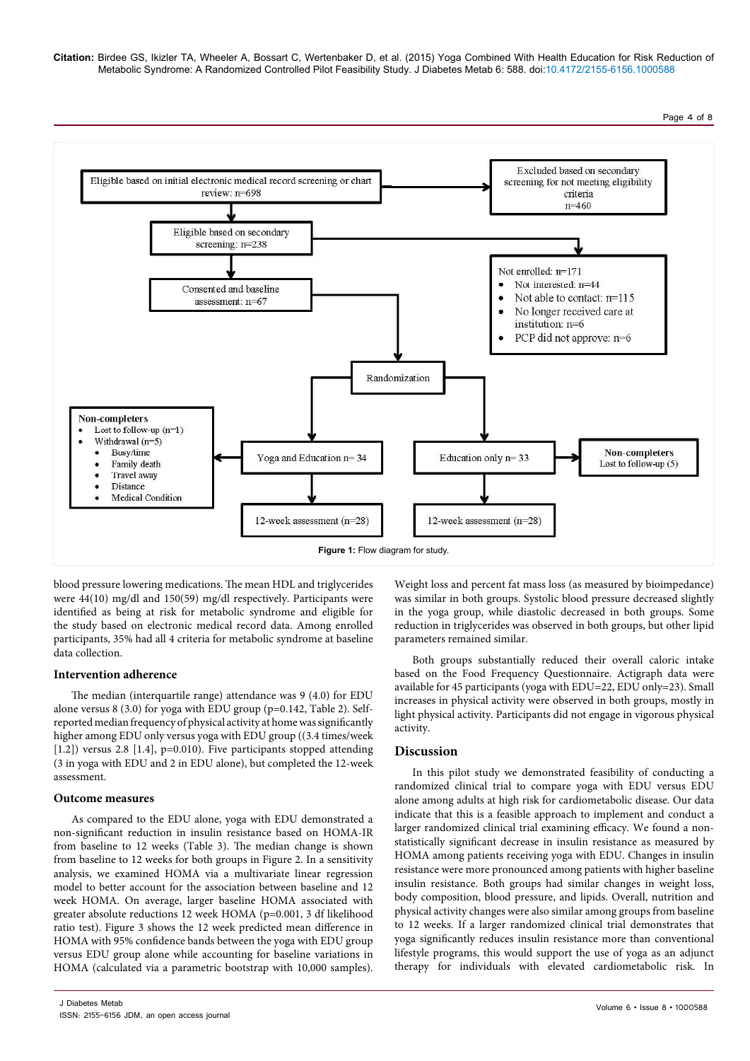Eligible based on initial electronic medical record screening or chart review: n=698

Excluded based on secondary screening for not meeting eligibility criteria n=460

Eligible based on secondary screening: n=238

Consented and baseline assessment: n=67

Not enrolled: n=171
- Not interested: n=44
- Not able to contact: n=115
- No longer received care at institution: n=6
- PCP did not approve: n=6

Randomization

Non-completers
- Lost to follow-up (n=1)
- Withdrawal (n=5)
  - Busy/time
  - Family death
  - Travel away
  - Distance
  - Medical Condition

Yoga and Education n= 34

Education only n= 33

Non-completers
Lost to follow-up (5)

12-week assessment (n=28)

12-week assessment (n=28)

**Figure 1:** Flow diagram for study.

blood pressure lowering medications. The mean HDL and triglycerides were 44(10) mg/dl and 150(59) mg/dl respectively. Participants were identified as being at risk for metabolic syndrome and eligible for the study based on electronic medical record data. Among enrolled participants, 35% had all 4 criteria for metabolic syndrome at baseline data collection.

### Intervention adherence

The median (interquartile range) attendance was 9 (4.0) for EDU alone versus 8 (3.0) for yoga with EDU group (p=0.142, Table 2). Self-reported median frequency of physical activity at home was significantly higher among EDU only versus yoga with EDU group ((3.4 times/week [1.2]) versus 2.8 [1.4], p=0.010). Five participants stopped attending (3 in yoga with EDU and 2 in EDU alone), but completed the 12-week assessment.

### Outcome measures

As compared to the EDU alone, yoga with EDU demonstrated a non-significant reduction in insulin resistance based on HOMA-IR from baseline to 12 weeks (Table 3). The median change is shown from baseline to 12 weeks for both groups in Figure 2. In a sensitivity analysis, we examined HOMA via a multivariate linear regression model to better account for the association between baseline and 12 week HOMA. On average, larger baseline HOMA associated with greater absolute reductions 12 week HOMA (p=0.001, 3 df likelihood ratio test). Figure 3 shows the 12 week predicted mean difference in HOMA with 95% confidence bands between the yoga with EDU group versus EDU group alone while accounting for baseline variations in HOMA (calculated via a parametric bootstrap with 10,000 samples). Weight loss and percent fat mass loss (as measured by bioimpedance) was similar in both groups. Systolic blood pressure decreased slightly in the yoga group, while diastolic decreased in both groups. Some reduction in triglycerides was observed in both groups, but other lipid parameters remained similar.

Both groups substantially reduced their overall caloric intake based on the Food Frequency Questionnaire. Actigraph data were available for 45 participants (yoga with EDU=22, EDU only=23). Small increases in physical activity were observed in both groups, mostly in light physical activity. Participants did not engage in vigorous physical activity.

## Discussion

In this pilot study we demonstrated feasibility of conducting a randomized clinical trial to compare yoga with EDU versus EDU alone among adults at high risk for cardiometabolic disease. Our data indicate that this is a feasible approach to implement and conduct a larger randomized clinical trial examining efficacy. We found a non-statistically significant decrease in insulin resistance as measured by HOMA among patients receiving yoga with EDU. Changes in insulin resistance were more pronounced among patients with higher baseline insulin resistance. Both groups had similar changes in weight loss, body composition, blood pressure, and lipids. Overall, nutrition and physical activity changes were also similar among groups from baseline to 12 weeks. If a larger randomized clinical trial demonstrates that yoga significantly reduces insulin resistance more than conventional lifestyle programs, this would support the use of yoga as an adjunct therapy for individuals with elevated cardiometabolic risk. In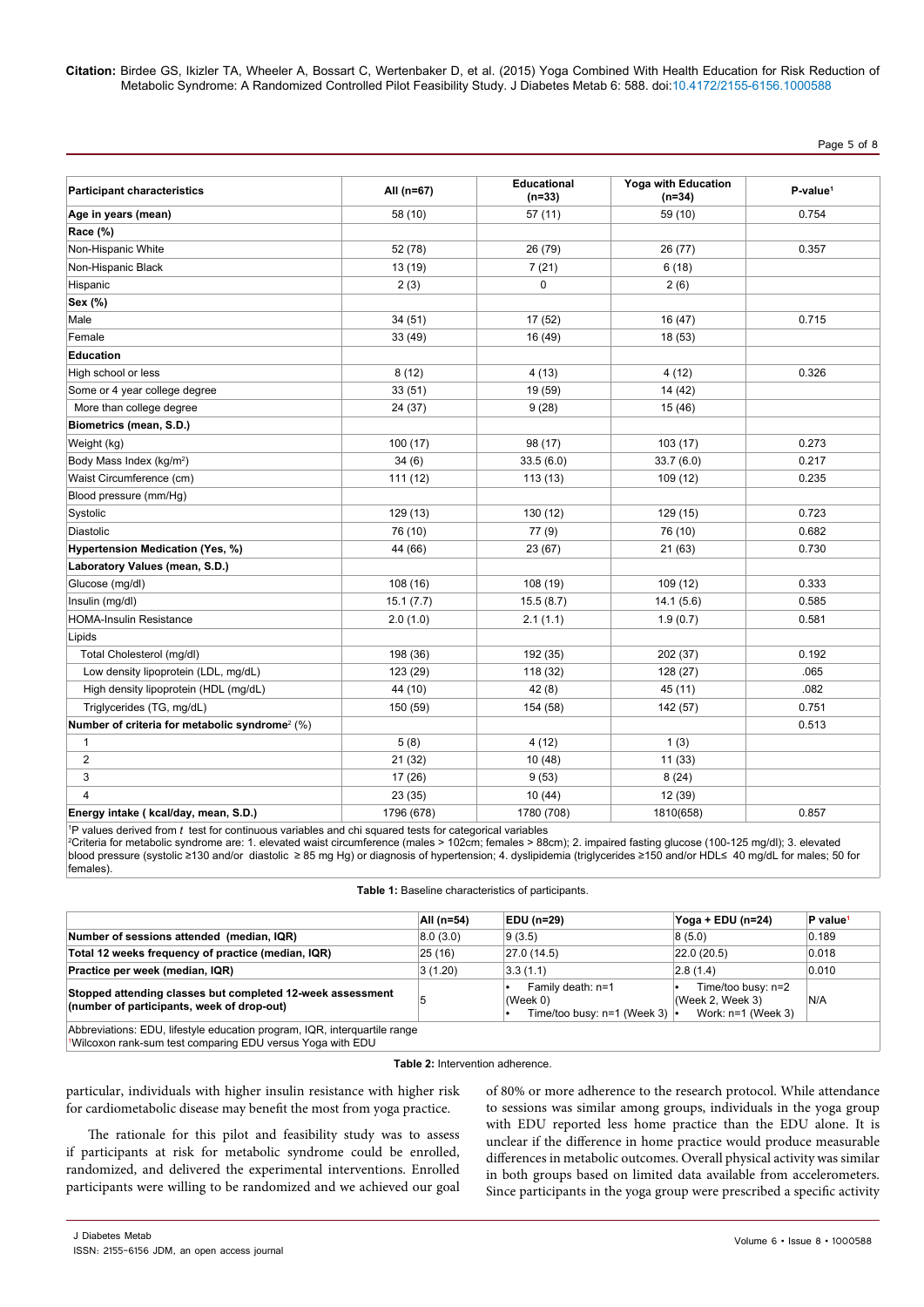| Participant characteristics | All (n=67) | Educational (n=33) | Yoga with Education (n=34) | P-value[1] |
|---|---|---|---|---|
| **Age in years (mean)** | 58 (10) | 57 (11) | 59 (10) | 0.754 |
| **Race (%)** | | | | |
| Non-Hispanic White | 52 (78) | 26 (79) | 26 (77) | 0.357 |
| Non-Hispanic Black | 13 (19) | 7 (21) | 6 (18) | |
| Hispanic | 2 (3) | 0 | 2 (6) | |
| **Sex (%)** | | | | |
| Male | 34 (51) | 17 (52) | 16 (47) | 0.715 |
| Female | 33 (49) | 16 (49) | 18 (53) | |
| **Education** | | | | |
| High school or less | 8 (12) | 4 (13) | 4 (12) | 0.326 |
| Some or 4 year college degree | 33 (51) | 19 (59) | 14 (42) | |
| More than college degree | 24 (37) | 9 (28) | 15 (46) | |
| **Biometrics (mean, S.D.)** | | | | |
| Weight (kg) | 100 (17) | 98 (17) | 103 (17) | 0.273 |
| Body Mass Index (kg/m$^2$) | 34 (6) | 33.5 (6.0) | 33.7 (6.0) | 0.217 |
| Waist Circumference (cm) | 111 (12) | 113 (13) | 109 (12) | 0.235 |
| Blood pressure (mm/Hg) | | | | |
| Systolic | 129 (13) | 130 (12) | 129 (15) | 0.723 |
| Diastolic | 76 (10) | 77 (9) | 76 (10) | 0.682 |
| **Hypertension Medication (Yes, %)** | 44 (66) | 23 (67) | 21 (63) | 0.730 |
| **Laboratory Values (mean, S.D.)** | | | | |
| Glucose (mg/dl) | 108 (16) | 108 (19) | 109 (12) | 0.333 |
| Insulin (mg/dl) | 15.1 (7.7) | 15.5 (8.7) | 14.1 (5.6) | 0.585 |
| HOMA-Insulin Resistance | 2.0 (1.0) | 2.1 (1.1) | 1.9 (0.7) | 0.581 |
| Lipids | | | | |
| Total Cholesterol (mg/dl) | 198 (36) | 192 (35) | 202 (37) | 0.192 |
| Low density lipoprotein (LDL, mg/dL) | 123 (29) | 118 (32) | 128 (27) | .065 |
| High density lipoprotein (HDL (mg/dL) | 44 (10) | 42 (8) | 45 (11) | .082 |
| Triglycerides (TG, mg/dL) | 150 (59) | 154 (58) | 142 (57) | 0.751 |
| **Number of criteria for metabolic syndrome[2] (%)** | | | | 0.513 |
| 1 | 5 (8) | 4 (12) | 1 (3) | |
| 2 | 21 (32) | 10 (48) | 11 (33) | |
| 3 | 17 (26) | 9 (53) | 8 (24) | |
| 4 | 23 (35) | 10 (44) | 12 (39) | |
| **Energy intake ( kcal/day, mean, S.D.)** | 1796 (678) | 1780 (708) | 1810(658) | 0.857 |

[1]P values derived from *t* test for continuous variables and chi squared tests for categorical variables
[2]Criteria for metabolic syndrome are: 1. elevated waist circumference (males > 102cm; females > 88cm); 2. impaired fasting glucose (100-125 mg/dl); 3. elevated blood pressure (systolic ≥130 and/or diastolic ≥ 85 mg Hg) or diagnosis of hypertension; 4. dyslipidemia (triglycerides ≥150 and/or HDL≤ 40 mg/dL for males; 50 for females).

**Table 1:** Baseline characteristics of participants.

| | All (n=54) | EDU (n=29) | Yoga + EDU (n=24) | P value[1] |
|---|---|---|---|---|
| **Number of sessions attended (median, IQR)** | 8.0 (3.0) | 9 (3.5) | 8 (5.0) | 0.189 |
| **Total 12 weeks frequency of practice (median, IQR)** | 25 (16) | 27.0 (14.5) | 22.0 (20.5) | 0.018 |
| **Practice per week (median, IQR)** | 3 (1.20) | 3.3 (1.1) | 2.8 (1.4) | 0.010 |
| **Stopped attending classes but completed 12-week assessment (number of participants, week of drop-out)** | 5 | • Family death: n=1 (Week 0) • Time/too busy: n=1 (Week 3) | • Time/too busy: n=2 (Week 2, Week 3) • Work: n=1 (Week 3) | N/A |

Abbreviations: EDU, lifestyle education program, IQR, interquartile range
[1]Wilcoxon rank-sum test comparing EDU versus Yoga with EDU

**Table 2:** Intervention adherence.

particular, individuals with higher insulin resistance with higher risk for cardiometabolic disease may benefit the most from yoga practice.

The rationale for this pilot and feasibility study was to assess if participants at risk for metabolic syndrome could be enrolled, randomized, and delivered the experimental interventions. Enrolled participants were willing to be randomized and we achieved our goal of 80% or more adherence to the research protocol. While attendance to sessions was similar among groups, individuals in the yoga group with EDU reported less home practice than the EDU alone. It is unclear if the difference in home practice would produce measurable differences in metabolic outcomes. Overall physical activity was similar in both groups based on limited data available from accelerometers. Since participants in the yoga group were prescribed a specific activity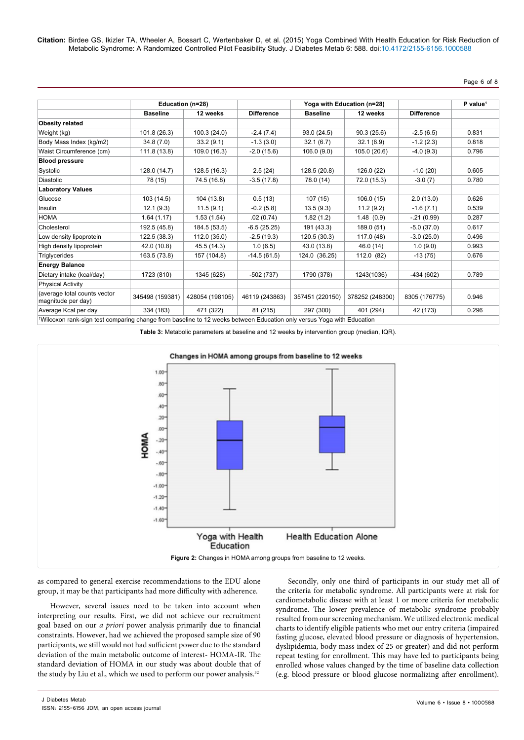| | Education (n=28) | | | Yoga with Education (n=28) | | | P value[1] |
|---|---|---|---|---|---|---|---|
| | Baseline | 12 weeks | Difference | Baseline | 12 weeks | Difference | |
| **Obesity related** | | | | | | | |
| Weight (kg) | 101.8 (26.3) | 100.3 (24.0) | -2.4 (7.4) | 93.0 (24.5) | 90.3 (25.6) | -2.5 (6.5) | 0.831 |
| Body Mass Index (kg/m2) | 34.8 (7.0) | 33.2 (9.1) | -1.3 (3.0) | 32.1 (6.7) | 32.1 (6.9) | -1.2 (2.3) | 0.818 |
| Waist Circumference (cm) | 111.8 (13.8) | 109.0 (16.3) | -2.0 (15.6) | 106.0 (9.0) | 105.0 (20.6) | -4.0 (9.3) | 0.796 |
| **Blood pressure** | | | | | | | |
| Systolic | 128.0 (14.7) | 128.5 (16.3) | 2.5 (24) | 128.5 (20.8) | 126.0 (22) | -1.0 (20) | 0.605 |
| Diastolic | 78 (15) | 74.5 (16.8) | -3.5 (17.8) | 78.0 (14) | 72.0 (15.3) | -3.0 (7) | 0.780 |
| **Laboratory Values** | | | | | | | |
| Glucose | 103 (14.5) | 104 (13.8) | 0.5 (13) | 107 (15) | 106.0 (15) | 2.0 (13.0) | 0.626 |
| Insulin | 12.1 (9.3) | 11.5 (9.1) | -0.2 (5.8) | 13.5 (9.3) | 11.2 (9.2) | -1.6 (7.1) | 0.539 |
| HOMA | 1.64 (1.17) | 1.53 (1.54) | .02 (0.74) | 1.82 (1.2) | 1.48 (0.9) | -.21 (0.99) | 0.287 |
| Cholesterol | 192.5 (45.8) | 184.5 (53.5) | -6.5 (25.25) | 191 (43.3) | 189.0 (51) | -5.0 (37.0) | 0.617 |
| Low density lipoprotein | 122.5 (38.3) | 112.0 (35.0) | -2.5 (19.3) | 120.5 (30.3) | 117.0 (48) | -3.0 (25.0) | 0.496 |
| High density lipoprotein | 42.0 (10.8) | 45.5 (14.3) | 1.0 (6.5) | 43.0 (13.8) | 46.0 (14) | 1.0 (9.0) | 0.993 |
| Triglycerides | 163.5 (73.8) | 157 (104.8) | -14.5 (61.5) | 124.0 (36.25) | 112.0 (82) | -13 (75) | 0.676 |
| **Energy Balance** | | | | | | | |
| Dietary intake (kcal/day) | 1723 (810) | 1345 (628) | -502 (737) | 1790 (378) | 1243(1036) | -434 (602) | 0.789 |
| Physical Activity | | | | | | | |
| (average total counts vector magnitude per day) | 345498 (159381) | 428054 (198105) | 46119 (243863) | 357451 (220150) | 378252 (248300) | 8305 (176775) | 0.946 |
| Average Kcal per day | 334 (183) | 471 (322) | 81 (215) | 297 (300) | 401 (294) | 42 (173) | 0.296 |

[1]Wilcoxon rank-sign test comparing change from baseline to 12 weeks between Education only versus Yoga with Education

**Table 3:** Metabolic parameters at baseline and 12 weeks by intervention group (median, IQR).

**Figure 2:** Changes in HOMA among groups from baseline to 12 weeks.

as compared to general exercise recommendations to the EDU alone group, it may be that participants had more difficulty with adherence.

However, several issues need to be taken into account when interpreting our results. First, we did not achieve our recruitment goal based on our *a priori* power analysis primarily due to financial constraints. However, had we achieved the proposed sample size of 90 participants, we still would not had sufficient power due to the standard deviation of the main metabolic outcome of interest- HOMA-IR. The standard deviation of HOMA in our study was about double that of the study by Liu et al., which we used to perform our power analysis.[32]

Secondly, only one third of participants in our study met all of the criteria for metabolic syndrome. All participants were at risk for cardiometabolic disease with at least 1 or more criteria for metabolic syndrome. The lower prevalence of metabolic syndrome probably resulted from our screening mechanism. We utilized electronic medical charts to identify eligible patients who met our entry criteria (impaired fasting glucose, elevated blood pressure or diagnosis of hypertension, dyslipidemia, body mass index of 25 or greater) and did not perform repeat testing for enrollment. This may have led to participants being enrolled whose values changed by the time of baseline data collection (e.g. blood pressure or blood glucose normalizing after enrollment).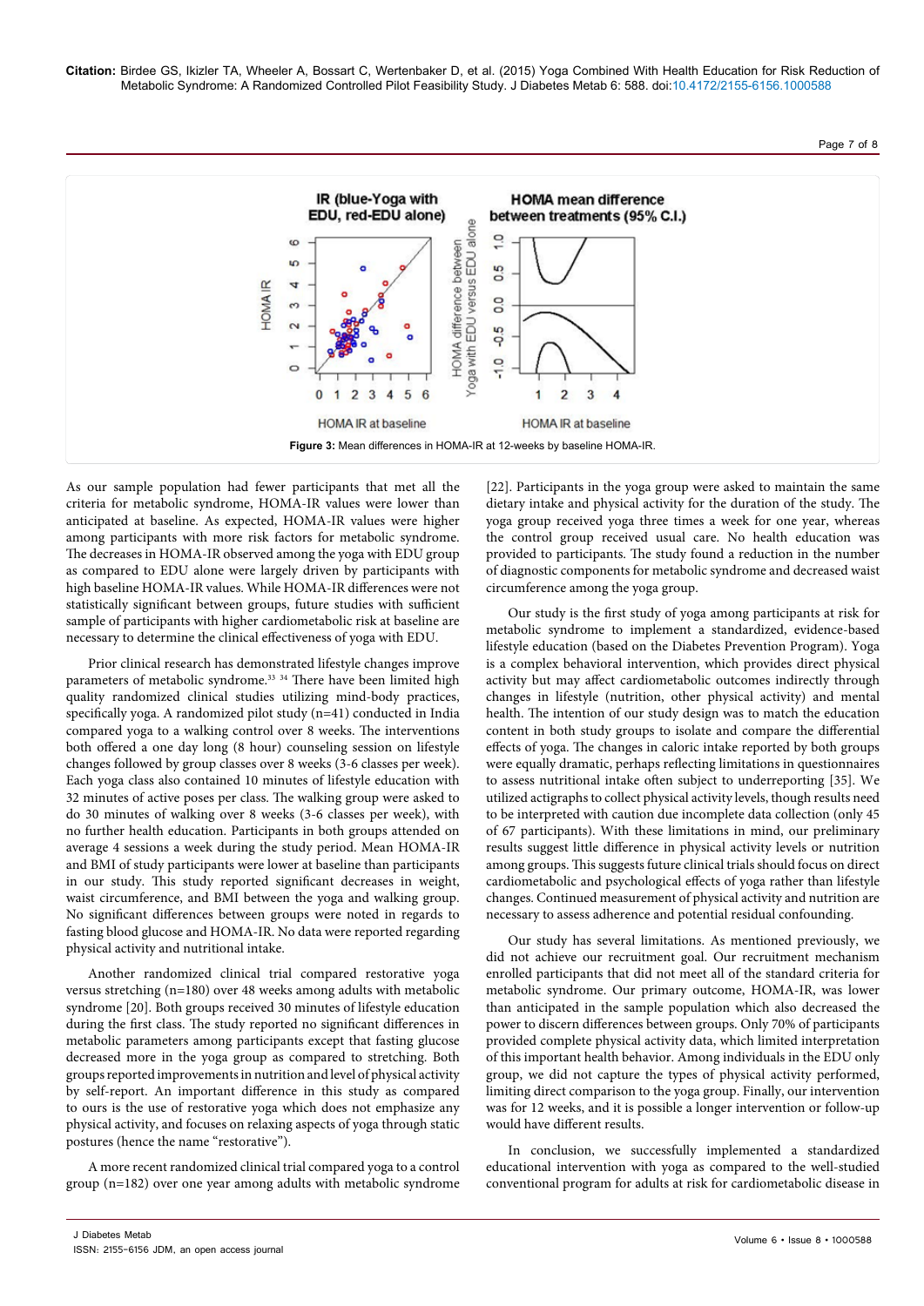Figure 3: Mean differences in HOMA-IR at 12-weeks by baseline HOMA-IR.

As our sample population had fewer participants that met all the criteria for metabolic syndrome, HOMA-IR values were lower than anticipated at baseline. As expected, HOMA-IR values were higher among participants with more risk factors for metabolic syndrome. The decreases in HOMA-IR observed among the yoga with EDU group as compared to EDU alone were largely driven by participants with high baseline HOMA-IR values. While HOMA-IR differences were not statistically significant between groups, future studies with sufficient sample of participants with higher cardiometabolic risk at baseline are necessary to determine the clinical effectiveness of yoga with EDU.

Prior clinical research has demonstrated lifestyle changes improve parameters of metabolic syndrome.[33 34] There have been limited high quality randomized clinical studies utilizing mind-body practices, specifically yoga. A randomized pilot study (n=41) conducted in India compared yoga to a walking control over 8 weeks. The interventions both offered a one day long (8 hour) counseling session on lifestyle changes followed by group classes over 8 weeks (3-6 classes per week). Each yoga class also contained 10 minutes of lifestyle education with 32 minutes of active poses per class. The walking group were asked to do 30 minutes of walking over 8 weeks (3-6 classes per week), with no further health education. Participants in both groups attended on average 4 sessions a week during the study period. Mean HOMA-IR and BMI of study participants were lower at baseline than participants in our study. This study reported significant decreases in weight, waist circumference, and BMI between the yoga and walking group. No significant differences between groups were noted in regards to fasting blood glucose and HOMA-IR. No data were reported regarding physical activity and nutritional intake.

Another randomized clinical trial compared restorative yoga versus stretching (n=180) over 48 weeks among adults with metabolic syndrome [20]. Both groups received 30 minutes of lifestyle education during the first class. The study reported no significant differences in metabolic parameters among participants except that fasting glucose decreased more in the yoga group as compared to stretching. Both groups reported improvements in nutrition and level of physical activity by self-report. An important difference in this study as compared to ours is the use of restorative yoga which does not emphasize any physical activity, and focuses on relaxing aspects of yoga through static postures (hence the name "restorative").

A more recent randomized clinical trial compared yoga to a control group (n=182) over one year among adults with metabolic syndrome [22]. Participants in the yoga group were asked to maintain the same dietary intake and physical activity for the duration of the study. The yoga group received yoga three times a week for one year, whereas the control group received usual care. No health education was provided to participants. The study found a reduction in the number of diagnostic components for metabolic syndrome and decreased waist circumference among the yoga group.

Our study is the first study of yoga among participants at risk for metabolic syndrome to implement a standardized, evidence-based lifestyle education (based on the Diabetes Prevention Program). Yoga is a complex behavioral intervention, which provides direct physical activity but may affect cardiometabolic outcomes indirectly through changes in lifestyle (nutrition, other physical activity) and mental health. The intention of our study design was to match the education content in both study groups to isolate and compare the differential effects of yoga. The changes in caloric intake reported by both groups were equally dramatic, perhaps reflecting limitations in questionnaires to assess nutritional intake often subject to underreporting [35]. We utilized actigraphs to collect physical activity levels, though results need to be interpreted with caution due incomplete data collection (only 45 of 67 participants). With these limitations in mind, our preliminary results suggest little difference in physical activity levels or nutrition among groups. This suggests future clinical trials should focus on direct cardiometabolic and psychological effects of yoga rather than lifestyle changes. Continued measurement of physical activity and nutrition are necessary to assess adherence and potential residual confounding.

Our study has several limitations. As mentioned previously, we did not achieve our recruitment goal. Our recruitment mechanism enrolled participants that did not meet all of the standard criteria for metabolic syndrome. Our primary outcome, HOMA-IR, was lower than anticipated in the sample population which also decreased the power to discern differences between groups. Only 70% of participants provided complete physical activity data, which limited interpretation of this important health behavior. Among individuals in the EDU only group, we did not capture the types of physical activity performed, limiting direct comparison to the yoga group. Finally, our intervention was for 12 weeks, and it is possible a longer intervention or follow-up would have different results.

In conclusion, we successfully implemented a standardized educational intervention with yoga as compared to the well-studied conventional program for adults at risk for cardiometabolic disease in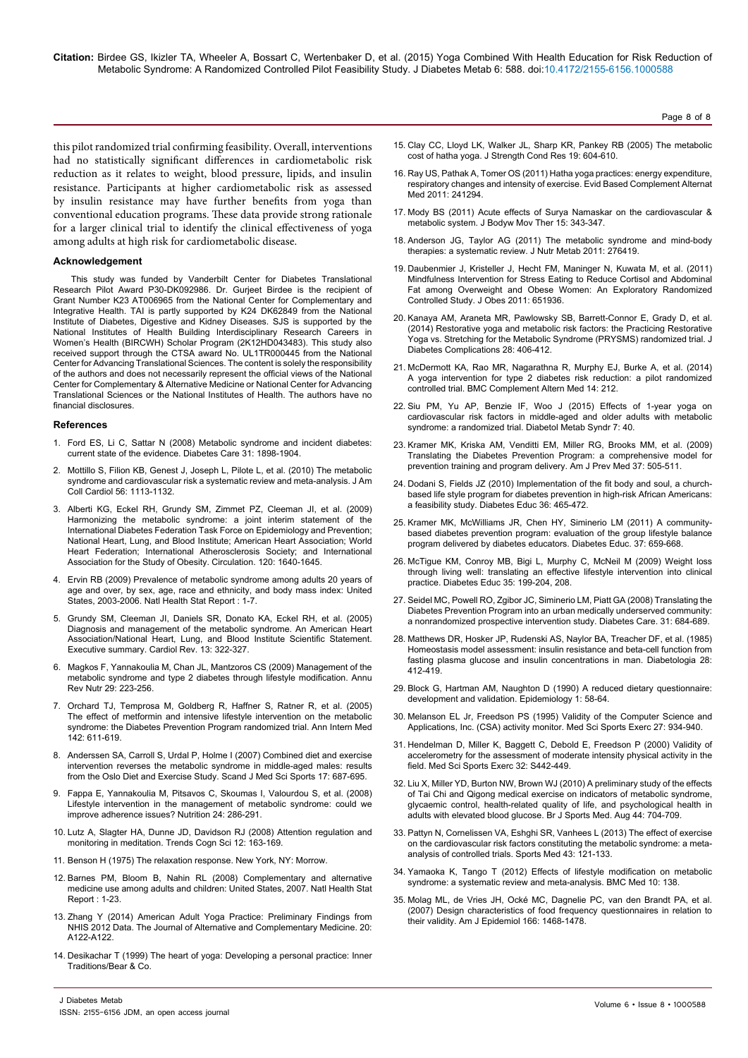this pilot randomized trial confirming feasibility. Overall, interventions had no statistically significant differences in cardiometabolic risk reduction as it relates to weight, blood pressure, lipids, and insulin resistance. Participants at higher cardiometabolic risk as assessed by insulin resistance may have further benefits from yoga than conventional education programs. These data provide strong rationale for a larger clinical trial to identify the clinical effectiveness of yoga among adults at high risk for cardiometabolic disease.

### Acknowledgement

This study was funded by Vanderbilt Center for Diabetes Translational Research Pilot Award P30-DK092986. Dr. Gurjeet Birdee is the recipient of Grant Number K23 AT006965 from the National Center for Complementary and Integrative Health. TAI is partly supported by K24 DK62849 from the National Institute of Diabetes, Digestive and Kidney Diseases. SJS is supported by the National Institutes of Health Building Interdisciplinary Research Careers in Women's Health (BIRCWH) Scholar Program (2K12HD043483). This study also received support through the CTSA award No. UL1TR000445 from the National Center for Advancing Translational Sciences. The content is solely the responsibility of the authors and does not necessarily represent the official views of the National Center for Complementary & Alternative Medicine or National Center for Advancing Translational Sciences or the National Institutes of Health. The authors have no financial disclosures.

### References

1. Ford ES, Li C, Sattar N (2008) Metabolic syndrome and incident diabetes: current state of the evidence. Diabetes Care 31: 1898-1904.
2. Mottillo S, Filion KB, Genest J, Joseph L, Pilote L, et al. (2010) The metabolic syndrome and cardiovascular risk a systematic review and meta-analysis. J Am Coll Cardiol 56: 1113-1132.
3. Alberti KG, Eckel RH, Grundy SM, Zimmet PZ, Cleeman JI, et al. (2009) Harmonizing the metabolic syndrome: a joint interim statement of the International Diabetes Federation Task Force on Epidemiology and Prevention; National Heart, Lung, and Blood Institute; American Heart Association; World Heart Federation; International Atherosclerosis Society; and International Association for the Study of Obesity. Circulation. 120: 1640-1645.
4. Ervin RB (2009) Prevalence of metabolic syndrome among adults 20 years of age and over, by sex, age, race and ethnicity, and body mass index: United States, 2003-2006. Natl Health Stat Report : 1-7.
5. Grundy SM, Cleeman JI, Daniels SR, Donato KA, Eckel RH, et al. (2005) Diagnosis and management of the metabolic syndrome. An American Heart Association/National Heart, Lung, and Blood Institute Scientific Statement. Executive summary. Cardiol Rev. 13: 322-327.
6. Magkos F, Yannakoulia M, Chan JL, Mantzoros CS (2009) Management of the metabolic syndrome and type 2 diabetes through lifestyle modification. Annu Rev Nutr 29: 223-256.
7. Orchard TJ, Temprosa M, Goldberg R, Haffner S, Ratner R, et al. (2005) The effect of metformin and intensive lifestyle intervention on the metabolic syndrome: the Diabetes Prevention Program randomized trial. Ann Intern Med 142: 611-619.
8. Anderssen SA, Carroll S, Urdal P, Holme I (2007) Combined diet and exercise intervention reverses the metabolic syndrome in middle-aged males: results from the Oslo Diet and Exercise Study. Scand J Med Sci Sports 17: 687-695.
9. Fappa E, Yannakoulia M, Pitsavos C, Skoumas I, Valourdou S, et al. (2008) Lifestyle intervention in the management of metabolic syndrome: could we improve adherence issues? Nutrition 24: 286-291.
10. Lutz A, Slagter HA, Dunne JD, Davidson RJ (2008) Attention regulation and monitoring in meditation. Trends Cogn Sci 12: 163-169.
11. Benson H (1975) The relaxation response. New York, NY: Morrow.
12. Barnes PM, Bloom B, Nahin RL (2008) Complementary and alternative medicine use among adults and children: United States, 2007. Natl Health Stat Report : 1-23.
13. Zhang Y (2014) American Adult Yoga Practice: Preliminary Findings from NHIS 2012 Data. The Journal of Alternative and Complementary Medicine. 20: A122-A122.
14. Desikachar T (1999) The heart of yoga: Developing a personal practice: Inner Traditions/Bear & Co.
15. Clay CC, Lloyd LK, Walker JL, Sharp KR, Pankey RB (2005) The metabolic cost of hatha yoga. J Strength Cond Res 19: 604-610.
16. Ray US, Pathak A, Tomer OS (2011) Hatha yoga practices: energy expenditure, respiratory changes and intensity of exercise. Evid Based Complement Alternat Med 2011: 241294.
17. Mody BS (2011) Acute effects of Surya Namaskar on the cardiovascular & metabolic system. J Bodyw Mov Ther 15: 343-347.
18. Anderson JG, Taylor AG (2011) The metabolic syndrome and mind-body therapies: a systematic review. J Nutr Metab 2011: 276419.
19. Daubenmier J, Kristeller J, Hecht FM, Maninger N, Kuwata M, et al. (2011) Mindfulness Intervention for Stress Eating to Reduce Cortisol and Abdominal Fat among Overweight and Obese Women: An Exploratory Randomized Controlled Study. J Obes 2011: 651936.
20. Kanaya AM, Araneta MR, Pawlowsky SB, Barrett-Connor E, Grady D, et al. (2014) Restorative yoga and metabolic risk factors: the Practicing Restorative Yoga vs. Stretching for the Metabolic Syndrome (PRYSMS) randomized trial. J Diabetes Complications 28: 406-412.
21. McDermott KA, Rao MR, Nagarathna R, Murphy EJ, Burke A, et al. (2014) A yoga intervention for type 2 diabetes risk reduction: a pilot randomized controlled trial. BMC Complement Altern Med 14: 212.
22. Siu PM, Yu AP, Benzie IF, Woo J (2015) Effects of 1-year yoga on cardiovascular risk factors in middle-aged and older adults with metabolic syndrome: a randomized trial. Diabetol Metab Syndr 7: 40.
23. Kramer MK, Kriska AM, Venditti EM, Miller RG, Brooks MM, et al. (2009) Translating the Diabetes Prevention Program: a comprehensive model for prevention training and program delivery. Am J Prev Med 37: 505-511.
24. Dodani S, Fields JZ (2010) Implementation of the fit body and soul, a church-based life style program for diabetes prevention in high-risk African Americans: a feasibility study. Diabetes Educ 36: 465-472.
25. Kramer MK, McWilliams JR, Chen HY, Siminerio LM (2011) A community-based diabetes prevention program: evaluation of the group lifestyle balance program delivered by diabetes educators. Diabetes Educ. 37: 659-668.
26. McTigue KM, Conroy MB, Bigi L, Murphy C, McNeil M (2009) Weight loss through living well: translating an effective lifestyle intervention into clinical practice. Diabetes Educ 35: 199-204, 208.
27. Seidel MC, Powell RO, Zgibor JC, Siminerio LM, Piatt GA (2008) Translating the Diabetes Prevention Program into an urban medically underserved community: a nonrandomized prospective intervention study. Diabetes Care. 31: 684-689.
28. Matthews DR, Hosker JP, Rudenski AS, Naylor BA, Treacher DF, et al. (1985) Homeostasis model assessment: insulin resistance and beta-cell function from fasting plasma glucose and insulin concentrations in man. Diabetologia 28: 412-419.
29. Block G, Hartman AM, Naughton D (1990) A reduced dietary questionnaire: development and validation. Epidemiology 1: 58-64.
30. Melanson EL Jr, Freedson PS (1995) Validity of the Computer Science and Applications, Inc. (CSA) activity monitor. Med Sci Sports Exerc 27: 934-940.
31. Hendelman D, Miller K, Baggett C, Debold E, Freedson P (2000) Validity of accelerometry for the assessment of moderate intensity physical activity in the field. Med Sci Sports Exerc 32: S442-449.
32. Liu X, Miller YD, Burton NW, Brown WJ (2010) A preliminary study of the effects of Tai Chi and Qigong medical exercise on indicators of metabolic syndrome, glycaemic control, health-related quality of life, and psychological health in adults with elevated blood glucose. Br J Sports Med. Aug 44: 704-709.
33. Pattyn N, Cornelissen VA, Eshghi SR, Vanhees L (2013) The effect of exercise on the cardiovascular risk factors constituting the metabolic syndrome: a meta-analysis of controlled trials. Sports Med 43: 121-133.
34. Yamaoka K, Tango T (2012) Effects of lifestyle modification on metabolic syndrome: a systematic review and meta-analysis. BMC Med 10: 138.
35. Molag ML, de Vries JH, Ocké MC, Dagnelie PC, van den Brandt PA, et al. (2007) Design characteristics of food frequency questionnaires in relation to their validity. Am J Epidemiol 166: 1468-1478.